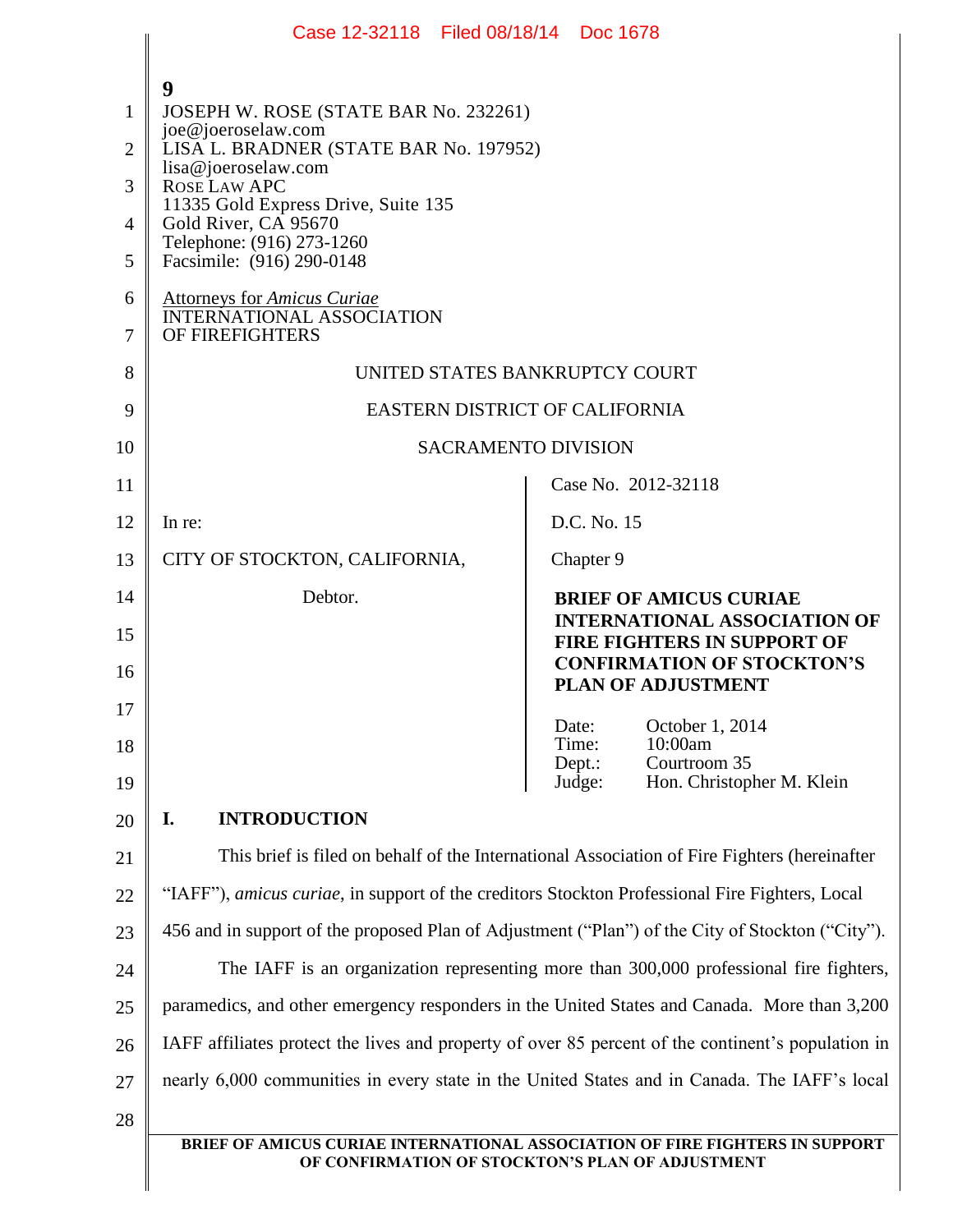JOSEPH W. ROSE (STATE BAR No. 232261)
joe@joeroselaw.com
LISA L. BRADNER (STATE BAR No. 197952)
lisa@joeroselaw.com
ROSE LAW APC
11335 Gold Express Drive, Suite 135
Gold River, CA 95670
Telephone: (916) 273-1260
Facsimile: (916) 290-0148

Attorneys for *Amicus Curiae*
INTERNATIONAL ASSOCIATION
OF FIREFIGHTERS

UNITED STATES BANKRUPTCY COURT

EASTERN DISTRICT OF CALIFORNIA

SACRAMENTO DIVISION

In re:

CITY OF STOCKTON, CALIFORNIA,

Debtor.

Case No. 2012-32118

D.C. No. 15

Chapter 9

**BRIEF OF AMICUS CURIAE INTERNATIONAL ASSOCIATION OF FIRE FIGHTERS IN SUPPORT OF CONFIRMATION OF STOCKTON'S PLAN OF ADJUSTMENT**

Date: October 1, 2014
Time: 10:00am
Dept.: Courtroom 35
Judge: Hon. Christopher M. Klein

## I. INTRODUCTION

This brief is filed on behalf of the International Association of Fire Fighters (hereinafter "IAFF"), *amicus curiae*, in support of the creditors Stockton Professional Fire Fighters, Local 456 and in support of the proposed Plan of Adjustment ("Plan") of the City of Stockton ("City").

The IAFF is an organization representing more than 300,000 professional fire fighters, paramedics, and other emergency responders in the United States and Canada. More than 3,200 IAFF affiliates protect the lives and property of over 85 percent of the continent's population in nearly 6,000 communities in every state in the United States and in Canada. The IAFF's local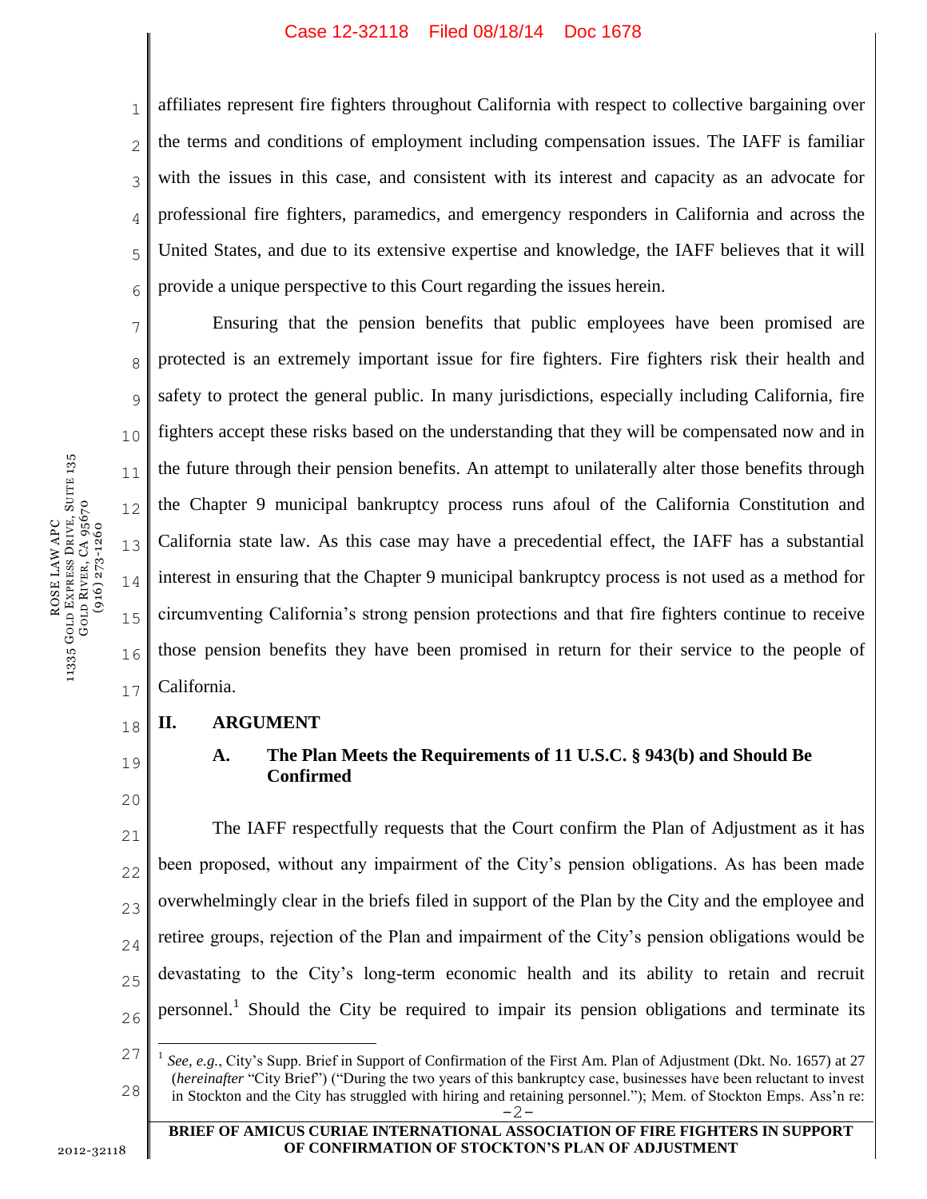affiliates represent fire fighters throughout California with respect to collective bargaining over the terms and conditions of employment including compensation issues. The IAFF is familiar with the issues in this case, and consistent with its interest and capacity as an advocate for professional fire fighters, paramedics, and emergency responders in California and across the United States, and due to its extensive expertise and knowledge, the IAFF believes that it will provide a unique perspective to this Court regarding the issues herein.

Ensuring that the pension benefits that public employees have been promised are protected is an extremely important issue for fire fighters. Fire fighters risk their health and safety to protect the general public. In many jurisdictions, especially including California, fire fighters accept these risks based on the understanding that they will be compensated now and in the future through their pension benefits. An attempt to unilaterally alter those benefits through the Chapter 9 municipal bankruptcy process runs afoul of the California Constitution and California state law. As this case may have a precedential effect, the IAFF has a substantial interest in ensuring that the Chapter 9 municipal bankruptcy process is not used as a method for circumventing California's strong pension protections and that fire fighters continue to receive those pension benefits they have been promised in return for their service to the people of California.

## II. ARGUMENT

### A. The Plan Meets the Requirements of 11 U.S.C. § 943(b) and Should Be Confirmed

The IAFF respectfully requests that the Court confirm the Plan of Adjustment as it has been proposed, without any impairment of the City's pension obligations. As has been made overwhelmingly clear in the briefs filed in support of the Plan by the City and the employee and retiree groups, rejection of the Plan and impairment of the City's pension obligations would be devastating to the City's long-term economic health and its ability to retain and recruit personnel.[1] Should the City be required to impair its pension obligations and terminate its

[1] *See, e.g.*, City's Supp. Brief in Support of Confirmation of the First Am. Plan of Adjustment (Dkt. No. 1657) at 27 (*hereinafter* "City Brief") ("During the two years of this bankruptcy case, businesses have been reluctant to invest in Stockton and the City has struggled with hiring and retaining personnel."); Mem. of Stockton Emps. Ass'n re: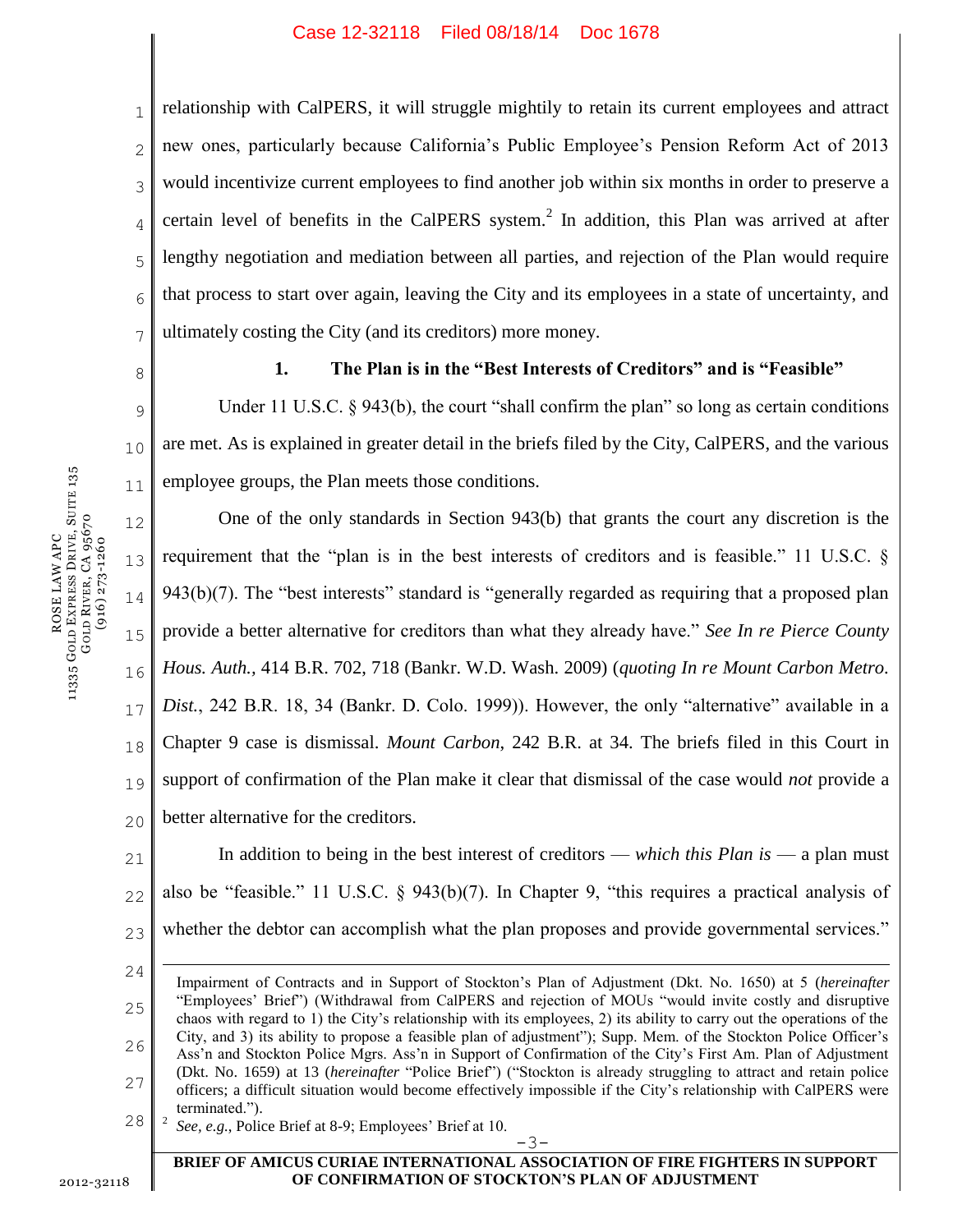relationship with CalPERS, it will struggle mightily to retain its current employees and attract new ones, particularly because California's Public Employee's Pension Reform Act of 2013 would incentivize current employees to find another job within six months in order to preserve a certain level of benefits in the CalPERS system.[2] In addition, this Plan was arrived at after lengthy negotiation and mediation between all parties, and rejection of the Plan would require that process to start over again, leaving the City and its employees in a state of uncertainty, and ultimately costing the City (and its creditors) more money.

### 1. The Plan is in the "Best Interests of Creditors" and is "Feasible"

Under 11 U.S.C. § 943(b), the court "shall confirm the plan" so long as certain conditions are met. As is explained in greater detail in the briefs filed by the City, CalPERS, and the various employee groups, the Plan meets those conditions.

One of the only standards in Section 943(b) that grants the court any discretion is the requirement that the "plan is in the best interests of creditors and is feasible." 11 U.S.C. § 943(b)(7). The "best interests" standard is "generally regarded as requiring that a proposed plan provide a better alternative for creditors than what they already have." *See In re Pierce County Hous. Auth.*, 414 B.R. 702, 718 (Bankr. W.D. Wash. 2009) (*quoting In re Mount Carbon Metro. Dist.*, 242 B.R. 18, 34 (Bankr. D. Colo. 1999)). However, the only "alternative" available in a Chapter 9 case is dismissal. *Mount Carbon*, 242 B.R. at 34. The briefs filed in this Court in support of confirmation of the Plan make it clear that dismissal of the case would *not* provide a better alternative for the creditors.

In addition to being in the best interest of creditors — *which this Plan is* — a plan must also be "feasible." 11 U.S.C. § 943(b)(7). In Chapter 9, "this requires a practical analysis of whether the debtor can accomplish what the plan proposes and provide governmental services."

---

Impairment of Contracts and in Support of Stockton's Plan of Adjustment (Dkt. No. 1650) at 5 (*hereinafter* "Employees' Brief") (Withdrawal from CalPERS and rejection of MOUs "would invite costly and disruptive chaos with regard to 1) the City's relationship with its employees, 2) its ability to carry out the operations of the City, and 3) its ability to propose a feasible plan of adjustment"); Supp. Mem. of the Stockton Police Officer's Ass'n and Stockton Police Mgrs. Ass'n in Support of Confirmation of the City's First Am. Plan of Adjustment (Dkt. No. 1659) at 13 (*hereinafter* "Police Brief") ("Stockton is already struggling to attract and retain police officers; a difficult situation would become effectively impossible if the City's relationship with CalPERS were terminated.").

[2] *See, e.g.*, Police Brief at 8-9; Employees' Brief at 10.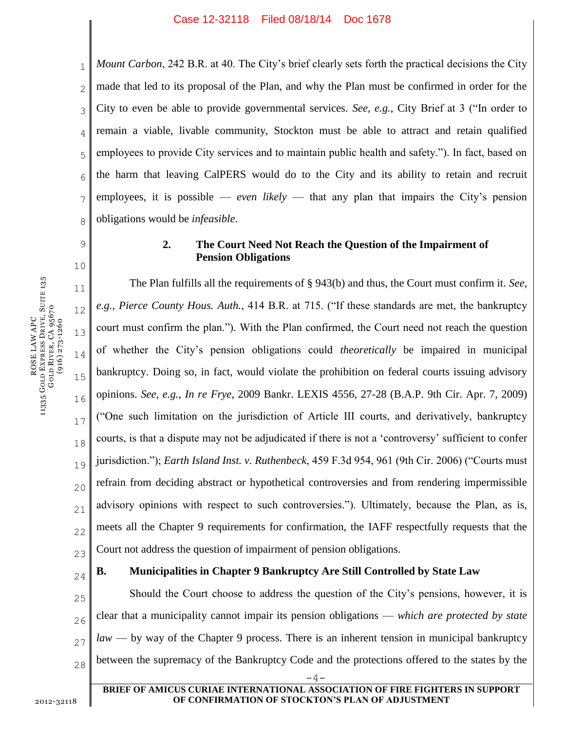*Mount Carbon*, 242 B.R. at 40. The City's brief clearly sets forth the practical decisions the City made that led to its proposal of the Plan, and why the Plan must be confirmed in order for the City to even be able to provide governmental services. *See, e.g.*, City Brief at 3 ("In order to remain a viable, livable community, Stockton must be able to attract and retain qualified employees to provide City services and to maintain public health and safety."). In fact, based on the harm that leaving CalPERS would do to the City and its ability to retain and recruit employees, it is possible — *even likely* — that any plan that impairs the City's pension obligations would be *infeasible*.

### 2. The Court Need Not Reach the Question of the Impairment of Pension Obligations

The Plan fulfills all the requirements of § 943(b) and thus, the Court must confirm it. *See, e.g., Pierce County Hous. Auth.*, 414 B.R. at 715. ("If these standards are met, the bankruptcy court must confirm the plan."). With the Plan confirmed, the Court need not reach the question of whether the City's pension obligations could *theoretically* be impaired in municipal bankruptcy. Doing so, in fact, would violate the prohibition on federal courts issuing advisory opinions. *See, e.g.*, *In re Frye*, 2009 Bankr. LEXIS 4556, 27-28 (B.A.P. 9th Cir. Apr. 7, 2009) ("One such limitation on the jurisdiction of Article III courts, and derivatively, bankruptcy courts, is that a dispute may not be adjudicated if there is not a 'controversy' sufficient to confer jurisdiction."); *Earth Island Inst. v. Ruthenbeck*, 459 F.3d 954, 961 (9th Cir. 2006) ("Courts must refrain from deciding abstract or hypothetical controversies and from rendering impermissible advisory opinions with respect to such controversies."). Ultimately, because the Plan, as is, meets all the Chapter 9 requirements for confirmation, the IAFF respectfully requests that the Court not address the question of impairment of pension obligations.

## B. Municipalities in Chapter 9 Bankruptcy Are Still Controlled by State Law

Should the Court choose to address the question of the City's pensions, however, it is clear that a municipality cannot impair its pension obligations — *which are protected by state law* — by way of the Chapter 9 process. There is an inherent tension in municipal bankruptcy between the supremacy of the Bankruptcy Code and the protections offered to the states by the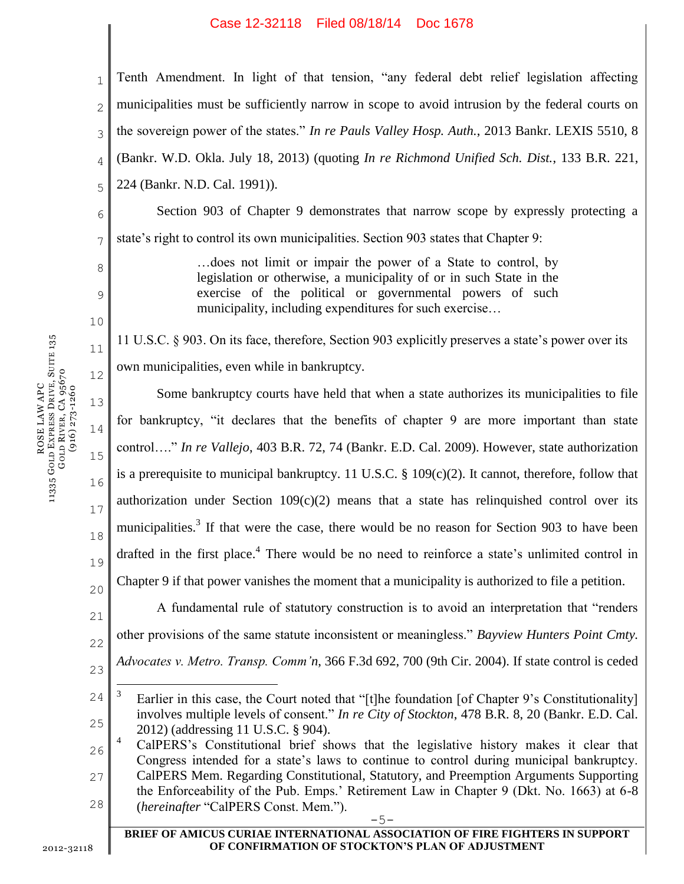Tenth Amendment. In light of that tension, "any federal debt relief legislation affecting municipalities must be sufficiently narrow in scope to avoid intrusion by the federal courts on the sovereign power of the states." *In re Pauls Valley Hosp. Auth.*, 2013 Bankr. LEXIS 5510, 8 (Bankr. W.D. Okla. July 18, 2013) (quoting *In re Richmond Unified Sch. Dist.*, 133 B.R. 221, 224 (Bankr. N.D. Cal. 1991)).

Section 903 of Chapter 9 demonstrates that narrow scope by expressly protecting a state's right to control its own municipalities. Section 903 states that Chapter 9:

> …does not limit or impair the power of a State to control, by legislation or otherwise, a municipality of or in such State in the exercise of the political or governmental powers of such municipality, including expenditures for such exercise…

11 U.S.C. § 903. On its face, therefore, Section 903 explicitly preserves a state's power over its own municipalities, even while in bankruptcy.

Some bankruptcy courts have held that when a state authorizes its municipalities to file for bankruptcy, "it declares that the benefits of chapter 9 are more important than state control…." *In re Vallejo*, 403 B.R. 72, 74 (Bankr. E.D. Cal. 2009). However, state authorization is a prerequisite to municipal bankruptcy. 11 U.S.C. § 109(c)(2). It cannot, therefore, follow that authorization under Section 109(c)(2) means that a state has relinquished control over its municipalities.[3] If that were the case, there would be no reason for Section 903 to have been drafted in the first place.[4] There would be no need to reinforce a state's unlimited control in Chapter 9 if that power vanishes the moment that a municipality is authorized to file a petition.

A fundamental rule of statutory construction is to avoid an interpretation that "renders other provisions of the same statute inconsistent or meaningless." *Bayview Hunters Point Cmty. Advocates v. Metro. Transp. Comm'n*, 366 F.3d 692, 700 (9th Cir. 2004). If state control is ceded

---

[3] Earlier in this case, the Court noted that "[t]he foundation [of Chapter 9's Constitutionality] involves multiple levels of consent." *In re City of Stockton*, 478 B.R. 8, 20 (Bankr. E.D. Cal. 2012) (addressing 11 U.S.C. § 904).

[4] CalPERS's Constitutional brief shows that the legislative history makes it clear that Congress intended for a state's laws to continue to control during municipal bankruptcy. CalPERS Mem. Regarding Constitutional, Statutory, and Preemption Arguments Supporting the Enforceability of the Pub. Emps.' Retirement Law in Chapter 9 (Dkt. No. 1663) at 6-8 (*hereinafter* "CalPERS Const. Mem.").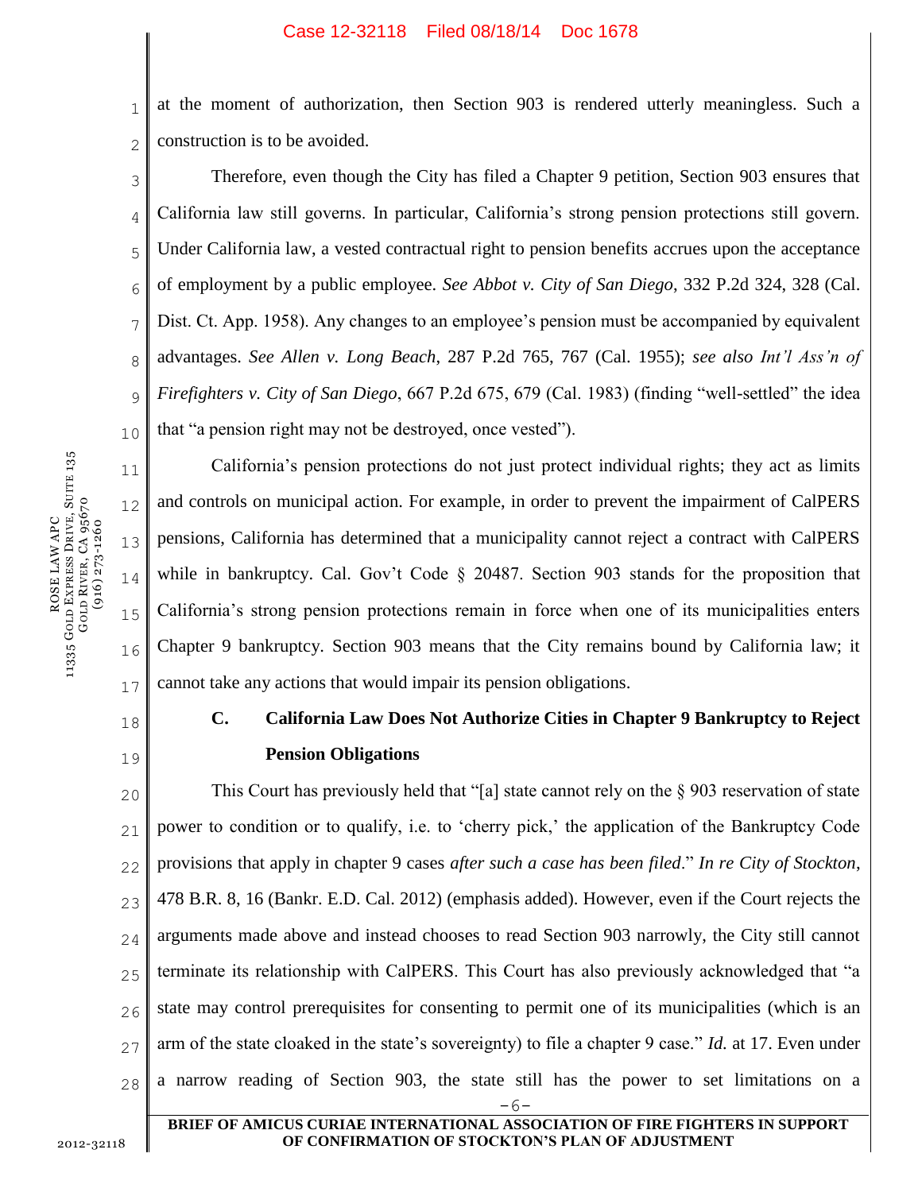at the moment of authorization, then Section 903 is rendered utterly meaningless. Such a construction is to be avoided.

Therefore, even though the City has filed a Chapter 9 petition, Section 903 ensures that California law still governs. In particular, California's strong pension protections still govern. Under California law, a vested contractual right to pension benefits accrues upon the acceptance of employment by a public employee. *See Abbot v. City of San Diego*, 332 P.2d 324, 328 (Cal. Dist. Ct. App. 1958). Any changes to an employee's pension must be accompanied by equivalent advantages. *See Allen v. Long Beach*, 287 P.2d 765, 767 (Cal. 1955); *see also Int'l Ass'n of Firefighters v. City of San Diego*, 667 P.2d 675, 679 (Cal. 1983) (finding "well-settled" the idea that "a pension right may not be destroyed, once vested").

California's pension protections do not just protect individual rights; they act as limits and controls on municipal action. For example, in order to prevent the impairment of CalPERS pensions, California has determined that a municipality cannot reject a contract with CalPERS while in bankruptcy. Cal. Gov't Code § 20487. Section 903 stands for the proposition that California's strong pension protections remain in force when one of its municipalities enters Chapter 9 bankruptcy. Section 903 means that the City remains bound by California law; it cannot take any actions that would impair its pension obligations.

### C. California Law Does Not Authorize Cities in Chapter 9 Bankruptcy to Reject Pension Obligations

This Court has previously held that "[a] state cannot rely on the § 903 reservation of state power to condition or to qualify, i.e. to 'cherry pick,' the application of the Bankruptcy Code provisions that apply in chapter 9 cases *after such a case has been filed*." *In re City of Stockton*, 478 B.R. 8, 16 (Bankr. E.D. Cal. 2012) (emphasis added). However, even if the Court rejects the arguments made above and instead chooses to read Section 903 narrowly, the City still cannot terminate its relationship with CalPERS. This Court has also previously acknowledged that "a state may control prerequisites for consenting to permit one of its municipalities (which is an arm of the state cloaked in the state's sovereignty) to file a chapter 9 case." *Id.* at 17. Even under a narrow reading of Section 903, the state still has the power to set limitations on a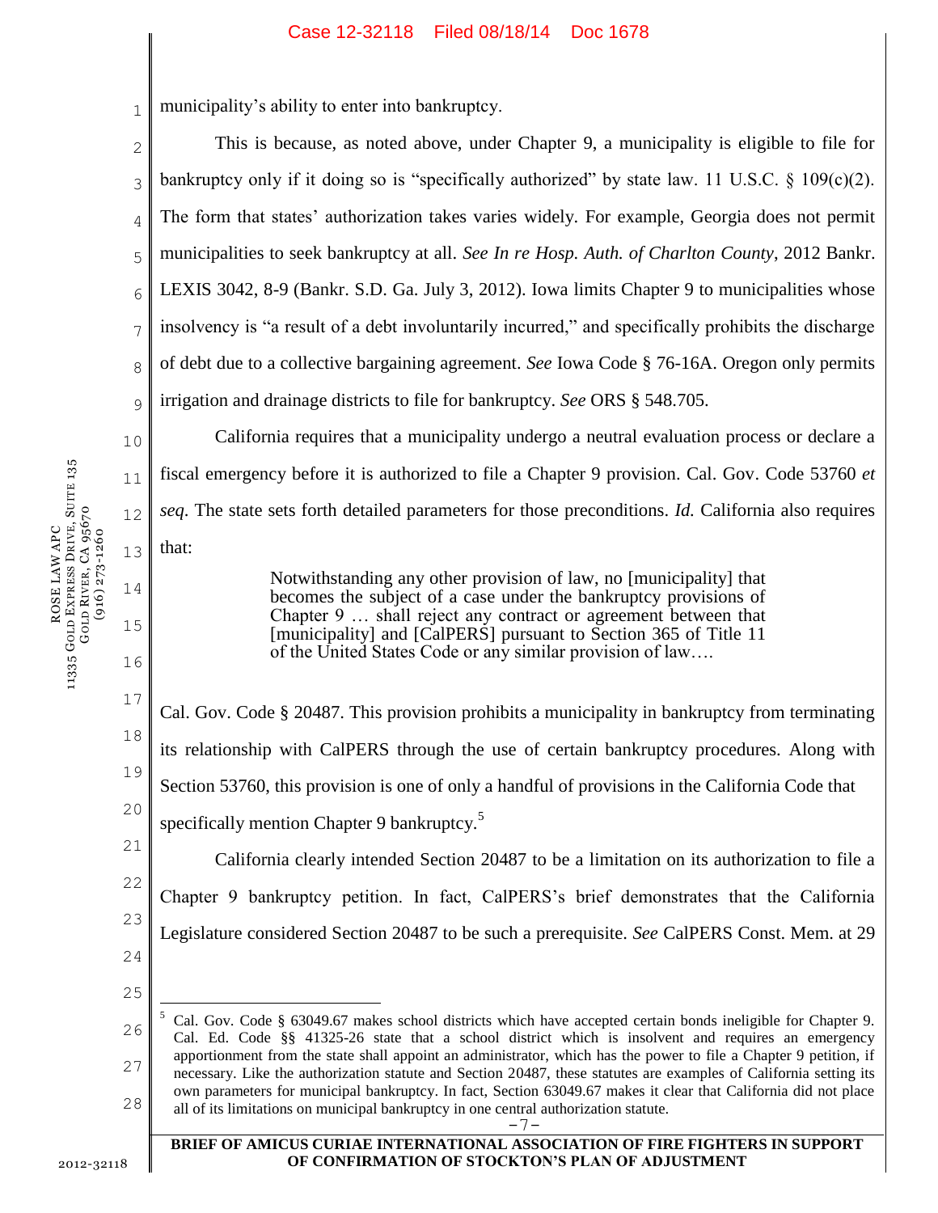municipality's ability to enter into bankruptcy.

This is because, as noted above, under Chapter 9, a municipality is eligible to file for bankruptcy only if it doing so is "specifically authorized" by state law. 11 U.S.C. § 109(c)(2). The form that states' authorization takes varies widely. For example, Georgia does not permit municipalities to seek bankruptcy at all. *See In re Hosp. Auth. of Charlton County*, 2012 Bankr. LEXIS 3042, 8-9 (Bankr. S.D. Ga. July 3, 2012). Iowa limits Chapter 9 to municipalities whose insolvency is "a result of a debt involuntarily incurred," and specifically prohibits the discharge of debt due to a collective bargaining agreement. *See* Iowa Code § 76-16A. Oregon only permits irrigation and drainage districts to file for bankruptcy. *See* ORS § 548.705.

California requires that a municipality undergo a neutral evaluation process or declare a fiscal emergency before it is authorized to file a Chapter 9 provision. Cal. Gov. Code 53760 *et seq*. The state sets forth detailed parameters for those preconditions. *Id.* California also requires that:

> Notwithstanding any other provision of law, no [municipality] that becomes the subject of a case under the bankruptcy provisions of Chapter 9 … shall reject any contract or agreement between that [municipality] and [CalPERS] pursuant to Section 365 of Title 11 of the United States Code or any similar provision of law….

Cal. Gov. Code § 20487. This provision prohibits a municipality in bankruptcy from terminating its relationship with CalPERS through the use of certain bankruptcy procedures. Along with Section 53760, this provision is one of only a handful of provisions in the California Code that specifically mention Chapter 9 bankruptcy.[5]

California clearly intended Section 20487 to be a limitation on its authorization to file a Chapter 9 bankruptcy petition. In fact, CalPERS's brief demonstrates that the California Legislature considered Section 20487 to be such a prerequisite. *See* CalPERS Const. Mem. at 29

---

[5] Cal. Gov. Code § 63049.67 makes school districts which have accepted certain bonds ineligible for Chapter 9. Cal. Ed. Code §§ 41325-26 state that a school district which is insolvent and requires an emergency apportionment from the state shall appoint an administrator, which has the power to file a Chapter 9 petition, if necessary. Like the authorization statute and Section 20487, these statutes are examples of California setting its own parameters for municipal bankruptcy. In fact, Section 63049.67 makes it clear that California did not place all of its limitations on municipal bankruptcy in one central authorization statute.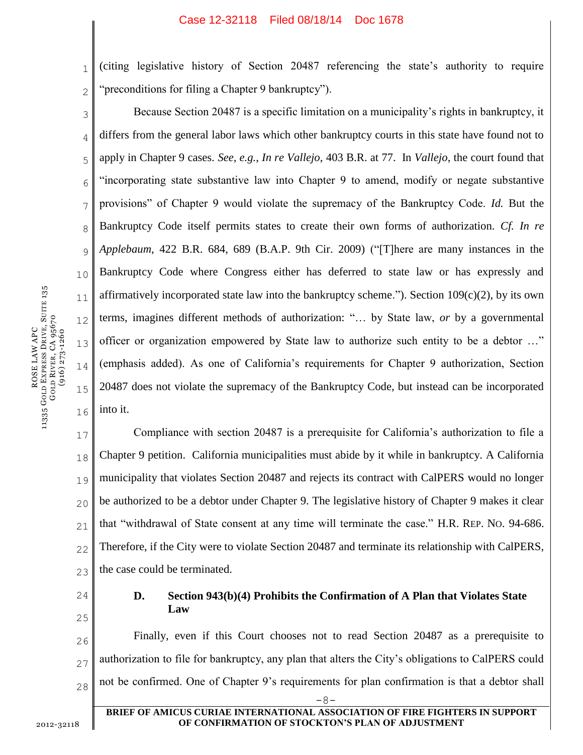(citing legislative history of Section 20487 referencing the state's authority to require "preconditions for filing a Chapter 9 bankruptcy").

Because Section 20487 is a specific limitation on a municipality's rights in bankruptcy, it differs from the general labor laws which other bankruptcy courts in this state have found not to apply in Chapter 9 cases. *See, e.g., In re Vallejo*, 403 B.R. at 77. In *Vallejo*, the court found that "incorporating state substantive law into Chapter 9 to amend, modify or negate substantive provisions" of Chapter 9 would violate the supremacy of the Bankruptcy Code. *Id.* But the Bankruptcy Code itself permits states to create their own forms of authorization. *Cf. In re Applebaum*, 422 B.R. 684, 689 (B.A.P. 9th Cir. 2009) ("[T]here are many instances in the Bankruptcy Code where Congress either has deferred to state law or has expressly and affirmatively incorporated state law into the bankruptcy scheme."). Section 109(c)(2), by its own terms, imagines different methods of authorization: "… by State law, *or* by a governmental officer or organization empowered by State law to authorize such entity to be a debtor …" (emphasis added). As one of California's requirements for Chapter 9 authorization, Section 20487 does not violate the supremacy of the Bankruptcy Code, but instead can be incorporated into it.

Compliance with section 20487 is a prerequisite for California's authorization to file a Chapter 9 petition. California municipalities must abide by it while in bankruptcy. A California municipality that violates Section 20487 and rejects its contract with CalPERS would no longer be authorized to be a debtor under Chapter 9. The legislative history of Chapter 9 makes it clear that "withdrawal of State consent at any time will terminate the case." H.R. REP. NO. 94-686. Therefore, if the City were to violate Section 20487 and terminate its relationship with CalPERS, the case could be terminated.

### D. Section 943(b)(4) Prohibits the Confirmation of A Plan that Violates State Law

Finally, even if this Court chooses not to read Section 20487 as a prerequisite to authorization to file for bankruptcy, any plan that alters the City's obligations to CalPERS could not be confirmed. One of Chapter 9's requirements for plan confirmation is that a debtor shall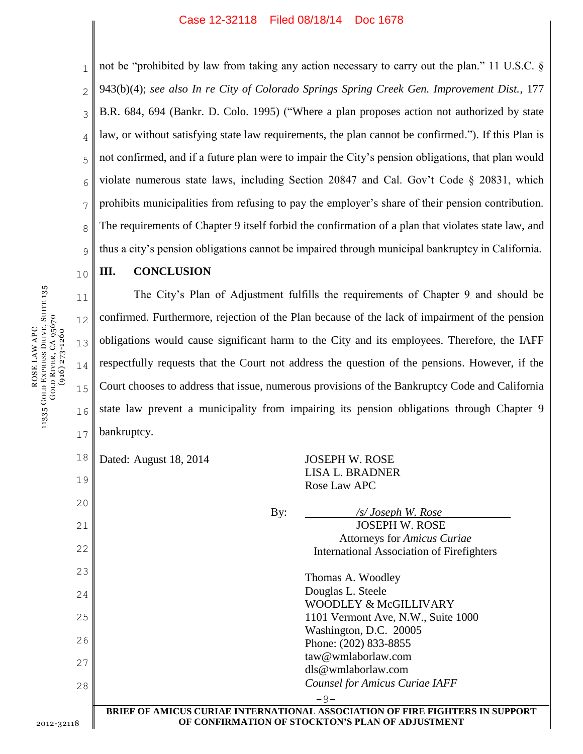not be "prohibited by law from taking any action necessary to carry out the plan." 11 U.S.C. § 943(b)(4); *see also In re City of Colorado Springs Spring Creek Gen. Improvement Dist.*, 177 B.R. 684, 694 (Bankr. D. Colo. 1995) ("Where a plan proposes action not authorized by state law, or without satisfying state law requirements, the plan cannot be confirmed."). If this Plan is not confirmed, and if a future plan were to impair the City's pension obligations, that plan would violate numerous state laws, including Section 20847 and Cal. Gov't Code § 20831, which prohibits municipalities from refusing to pay the employer's share of their pension contribution. The requirements of Chapter 9 itself forbid the confirmation of a plan that violates state law, and thus a city's pension obligations cannot be impaired through municipal bankruptcy in California.

## III. CONCLUSION

The City's Plan of Adjustment fulfills the requirements of Chapter 9 and should be confirmed. Furthermore, rejection of the Plan because of the lack of impairment of the pension obligations would cause significant harm to the City and its employees. Therefore, the IAFF respectfully requests that the Court not address the question of the pensions. However, if the Court chooses to address that issue, numerous provisions of the Bankruptcy Code and California state law prevent a municipality from impairing its pension obligations through Chapter 9 bankruptcy.

Dated: August 18, 2014

JOSEPH W. ROSE
LISA L. BRADNER
Rose Law APC

By: */s/ Joseph W. Rose*
JOSEPH W. ROSE
Attorneys for *Amicus Curiae*
International Association of Firefighters

Thomas A. Woodley
Douglas L. Steele
WOODLEY & McGILLIVARY
1101 Vermont Ave, N.W., Suite 1000
Washington, D.C. 20005
Phone: (202) 833-8855
taw@wmlaborlaw.com
dls@wmlaborlaw.com
*Counsel for Amicus Curiae IAFF*